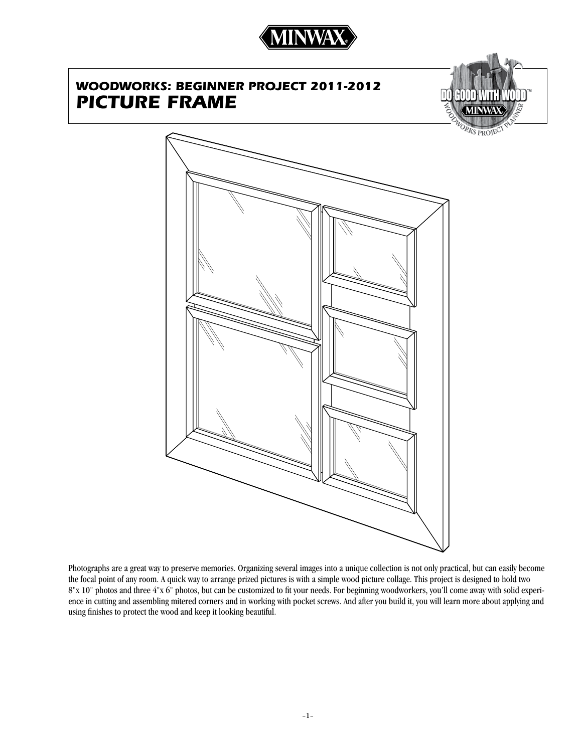# WOODWORKS: BEGINNER PROJECT 2011-2012

# PICTURE FRAME

Photographs are a great way to preserve memories. Organizing several images into a unique collection is not only practical, but can easily become the focal point of any room. A quick way to arrange prized pictures is with a simple wood picture collage. This project is designed to hold two 8"x 10" photos and three 4"x 6" photos, but can be customized to fit your needs. For beginning woodworkers, you'll come away with solid experience in cutting and assembling mitered corners and in working with pocket screws. And after you build it, you will learn more about applying and using finishes to protect the wood and keep it looking beautiful.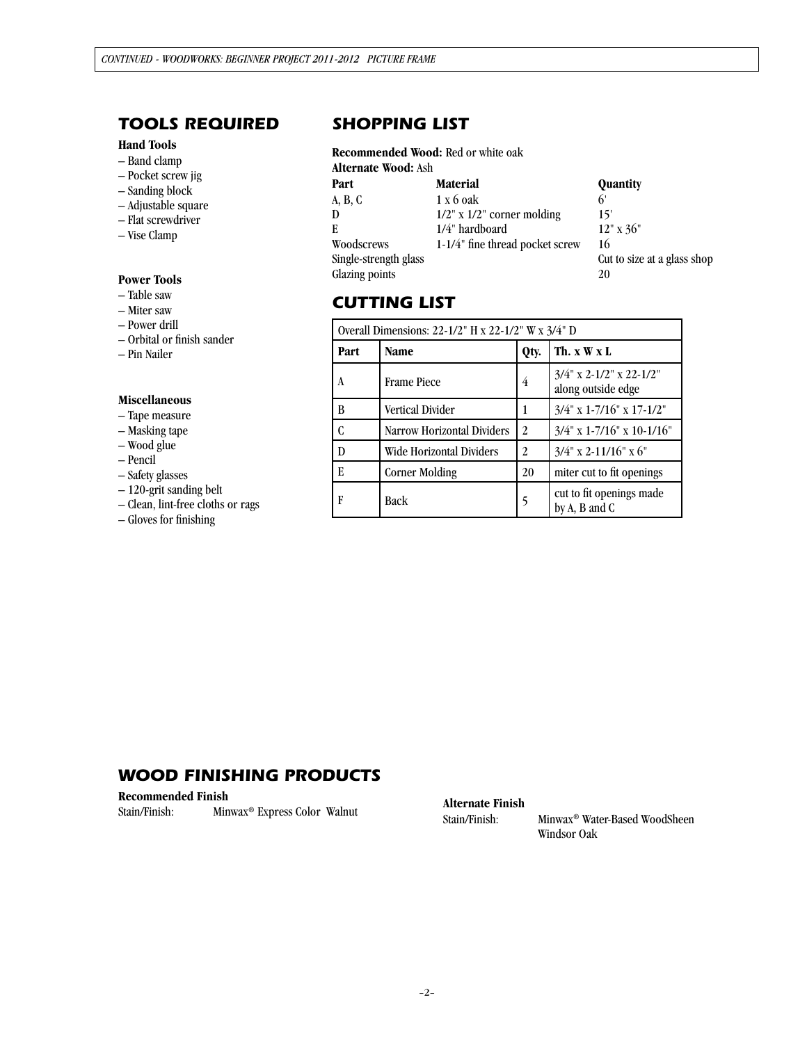## TOOLS REQUIRED

**Hand Tools**

- Band clamp
- Pocket screw jig
- Sanding block
- Adjustable square
- Flat screwdriver
- Vise Clamp

**Power Tools**

- Table saw
- Miter saw
- Power drill
- Orbital or finish sander
- Pin Nailer

**Miscellaneous**

- Tape measure
- Masking tape
- Wood glue
- Pencil
- Safety glasses
- 120-grit sanding belt
- Clean, lint-free cloths or rags
- Gloves for finishing

## SHOPPING LIST

**Recommended Wood:** Red or white oak
**Alternate Wood:** Ash

| Part | Material | Quantity |
| --- | --- | --- |
| A, B, C | 1 x 6 oak | 6' |
| D | 1/2" x 1/2" corner molding | 15' |
| E | 1/4" hardboard | 12" x 36" |
| Woodscrews | 1-1/4" fine thread pocket screw | 16 |
| Single-strength glass | | Cut to size at a glass shop |
| Glazing points | | 20 |

## CUTTING LIST

| Overall Dimensions: 22-1/2" H x 22-1/2" W x 3/4" D | | | |
| --- | --- | --- | --- |
| **Part** | **Name** | **Qty.** | **Th. x W x L** |
| A | Frame Piece | 4 | 3/4" x 2-1/2" x 22-1/2" along outside edge |
| B | Vertical Divider | 1 | 3/4" x 1-7/16" x 17-1/2" |
| C | Narrow Horizontal Dividers | 2 | 3/4" x 1-7/16" x 10-1/16" |
| D | Wide Horizontal Dividers | 2 | 3/4" x 2-11/16" x 6" |
| E | Corner Molding | 20 | miter cut to fit openings |
| F | Back | 5 | cut to fit openings made by A, B and C |

## WOOD FINISHING PRODUCTS

**Recommended Finish**
Stain/Finish: Minwax® Express Color Walnut

**Alternate Finish**
Stain/Finish: Minwax® Water-Based WoodSheen Windsor Oak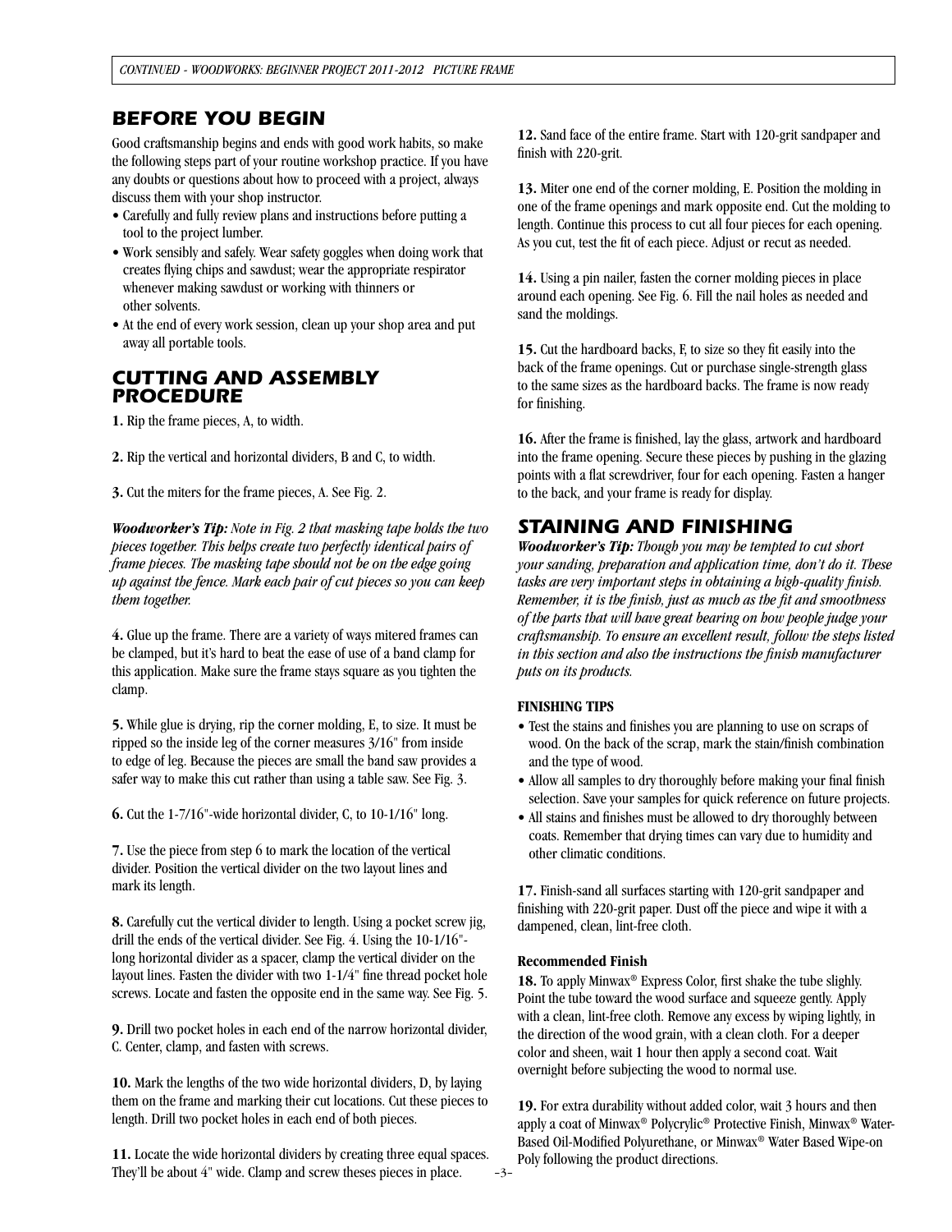## BEFORE YOU BEGIN

Good craftsmanship begins and ends with good work habits, so make the following steps part of your routine workshop practice. If you have any doubts or questions about how to proceed with a project, always discuss them with your shop instructor.

- Carefully and fully review plans and instructions before putting a tool to the project lumber.
- Work sensibly and safely. Wear safety goggles when doing work that creates flying chips and sawdust; wear the appropriate respirator whenever making sawdust or working with thinners or other solvents.
- At the end of every work session, clean up your shop area and put away all portable tools.

## CUTTING AND ASSEMBLY PROCEDURE

**1.** Rip the frame pieces, A, to width.

**2.** Rip the vertical and horizontal dividers, B and C, to width.

**3.** Cut the miters for the frame pieces, A. See Fig. 2.

***Woodworker's Tip:*** *Note in Fig. 2 that masking tape holds the two pieces together. This helps create two perfectly identical pairs of frame pieces. The masking tape should not be on the edge going up against the fence. Mark each pair of cut pieces so you can keep them together.*

**4.** Glue up the frame. There are a variety of ways mitered frames can be clamped, but it's hard to beat the ease of use of a band clamp for this application. Make sure the frame stays square as you tighten the clamp.

**5.** While glue is drying, rip the corner molding, E, to size. It must be ripped so the inside leg of the corner measures 3/16" from inside to edge of leg. Because the pieces are small the band saw provides a safer way to make this cut rather than using a table saw. See Fig. 3.

**6.** Cut the 1-7/16"-wide horizontal divider, C, to 10-1/16" long.

**7.** Use the piece from step 6 to mark the location of the vertical divider. Position the vertical divider on the two layout lines and mark its length.

**8.** Carefully cut the vertical divider to length. Using a pocket screw jig, drill the ends of the vertical divider. See Fig. 4. Using the 10-1/16"-long horizontal divider as a spacer, clamp the vertical divider on the layout lines. Fasten the divider with two 1-1/4" fine thread pocket hole screws. Locate and fasten the opposite end in the same way. See Fig. 5.

**9.** Drill two pocket holes in each end of the narrow horizontal divider, C. Center, clamp, and fasten with screws.

**10.** Mark the lengths of the two wide horizontal dividers, D, by laying them on the frame and marking their cut locations. Cut these pieces to length. Drill two pocket holes in each end of both pieces.

**11.** Locate the wide horizontal dividers by creating three equal spaces. They'll be about 4" wide. Clamp and screw theses pieces in place.

**12.** Sand face of the entire frame. Start with 120-grit sandpaper and finish with 220-grit.

**13.** Miter one end of the corner molding, E. Position the molding in one of the frame openings and mark opposite end. Cut the molding to length. Continue this process to cut all four pieces for each opening. As you cut, test the fit of each piece. Adjust or recut as needed.

**14.** Using a pin nailer, fasten the corner molding pieces in place around each opening. See Fig. 6. Fill the nail holes as needed and sand the moldings.

**15.** Cut the hardboard backs, F, to size so they fit easily into the back of the frame openings. Cut or purchase single-strength glass to the same sizes as the hardboard backs. The frame is now ready for finishing.

**16.** After the frame is finished, lay the glass, artwork and hardboard into the frame opening. Secure these pieces by pushing in the glazing points with a flat screwdriver, four for each opening. Fasten a hanger to the back, and your frame is ready for display.

## STAINING AND FINISHING

***Woodworker's Tip:*** *Though you may be tempted to cut short your sanding, preparation and application time, don't do it. These tasks are very important steps in obtaining a high-quality finish. Remember, it is the finish, just as much as the fit and smoothness of the parts that will have great bearing on how people judge your craftsmanship. To ensure an excellent result, follow the steps listed in this section and also the instructions the finish manufacturer puts on its products.*

**FINISHING TIPS**

- Test the stains and finishes you are planning to use on scraps of wood. On the back of the scrap, mark the stain/finish combination and the type of wood.
- Allow all samples to dry thoroughly before making your final finish selection. Save your samples for quick reference on future projects.
- All stains and finishes must be allowed to dry thoroughly between coats. Remember that drying times can vary due to humidity and other climatic conditions.

**17.** Finish-sand all surfaces starting with 120-grit sandpaper and finishing with 220-grit paper. Dust off the piece and wipe it with a dampened, clean, lint-free cloth.

**Recommended Finish**

**18.** To apply Minwax® Express Color, first shake the tube slighly. Point the tube toward the wood surface and squeeze gently. Apply with a clean, lint-free cloth. Remove any excess by wiping lightly, in the direction of the wood grain, with a clean cloth. For a deeper color and sheen, wait 1 hour then apply a second coat. Wait overnight before subjecting the wood to normal use.

**19.** For extra durability without added color, wait 3 hours and then apply a coat of Minwax® Polycrylic® Protective Finish, Minwax® Water-Based Oil-Modified Polyurethane, or Minwax® Water Based Wipe-on Poly following the product directions.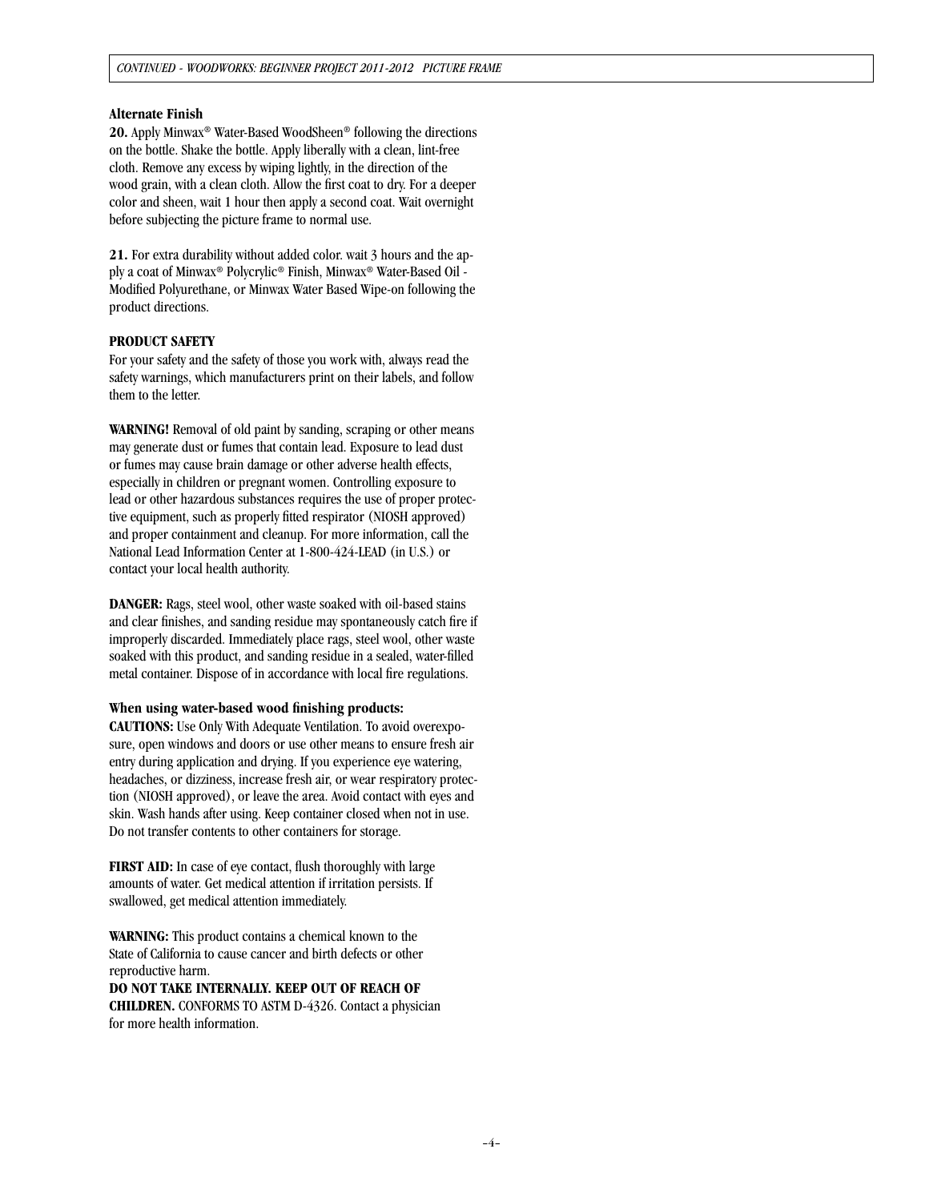**Alternate Finish**

**20.** Apply Minwax® Water-Based WoodSheen® following the directions on the bottle. Shake the bottle. Apply liberally with a clean, lint-free cloth. Remove any excess by wiping lightly, in the direction of the wood grain, with a clean cloth. Allow the first coat to dry. For a deeper color and sheen, wait 1 hour then apply a second coat. Wait overnight before subjecting the picture frame to normal use.

**21.** For extra durability without added color. wait 3 hours and the apply a coat of Minwax® Polycrylic® Finish, Minwax® Water-Based Oil - Modified Polyurethane, or Minwax Water Based Wipe-on following the product directions.

**PRODUCT SAFETY**

For your safety and the safety of those you work with, always read the safety warnings, which manufacturers print on their labels, and follow them to the letter.

**WARNING!** Removal of old paint by sanding, scraping or other means may generate dust or fumes that contain lead. Exposure to lead dust or fumes may cause brain damage or other adverse health effects, especially in children or pregnant women. Controlling exposure to lead or other hazardous substances requires the use of proper protective equipment, such as properly fitted respirator (NIOSH approved) and proper containment and cleanup. For more information, call the National Lead Information Center at 1-800-424-LEAD (in U.S.) or contact your local health authority.

**DANGER:** Rags, steel wool, other waste soaked with oil-based stains and clear finishes, and sanding residue may spontaneously catch fire if improperly discarded. Immediately place rags, steel wool, other waste soaked with this product, and sanding residue in a sealed, water-filled metal container. Dispose of in accordance with local fire regulations.

**When using water-based wood finishing products:**

**CAUTIONS:** Use Only With Adequate Ventilation. To avoid overexposure, open windows and doors or use other means to ensure fresh air entry during application and drying. If you experience eye watering, headaches, or dizziness, increase fresh air, or wear respiratory protection (NIOSH approved), or leave the area. Avoid contact with eyes and skin. Wash hands after using. Keep container closed when not in use. Do not transfer contents to other containers for storage.

**FIRST AID:** In case of eye contact, flush thoroughly with large amounts of water. Get medical attention if irritation persists. If swallowed, get medical attention immediately.

**WARNING:** This product contains a chemical known to the State of California to cause cancer and birth defects or other reproductive harm.
**DO NOT TAKE INTERNALLY. KEEP OUT OF REACH OF CHILDREN.** CONFORMS TO ASTM D-4326. Contact a physician for more health information.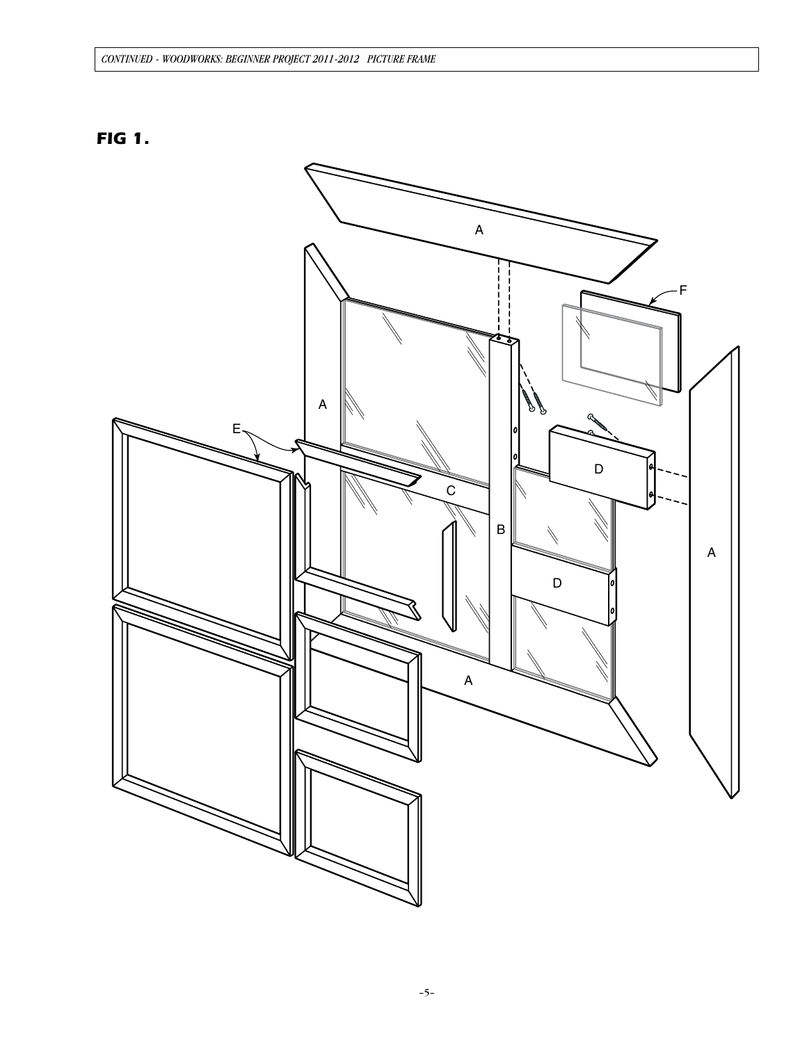**FIG 1.**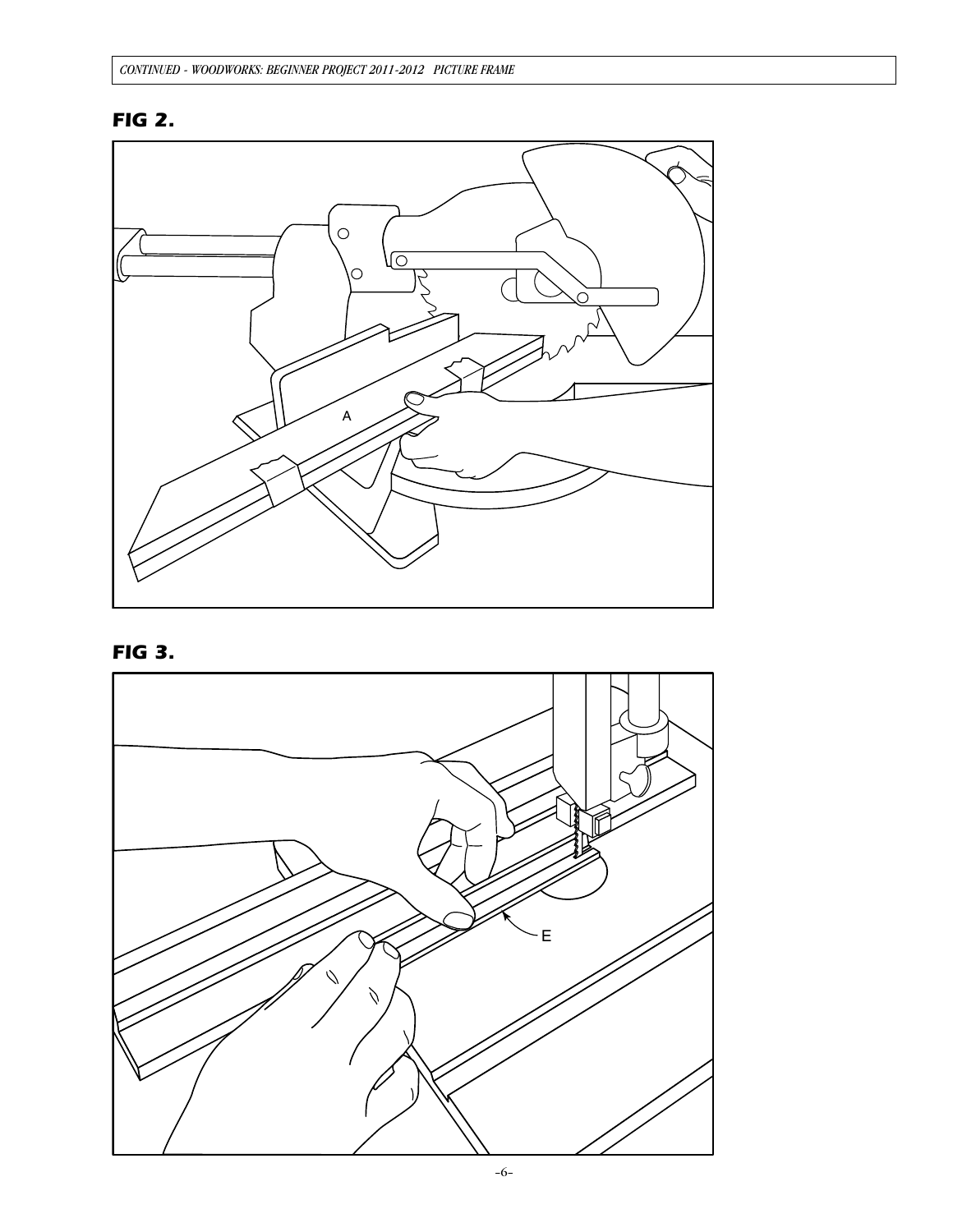**FIG 2.**

A

**FIG 3.**

E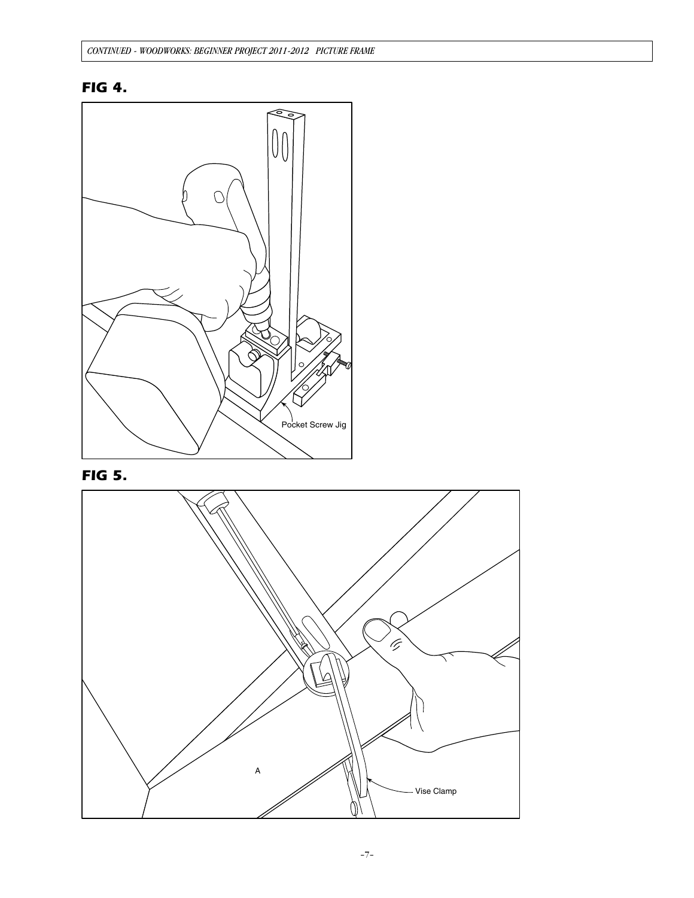## FIG 4.

Pocket Screw Jig

## FIG 5.

A

Vise Clamp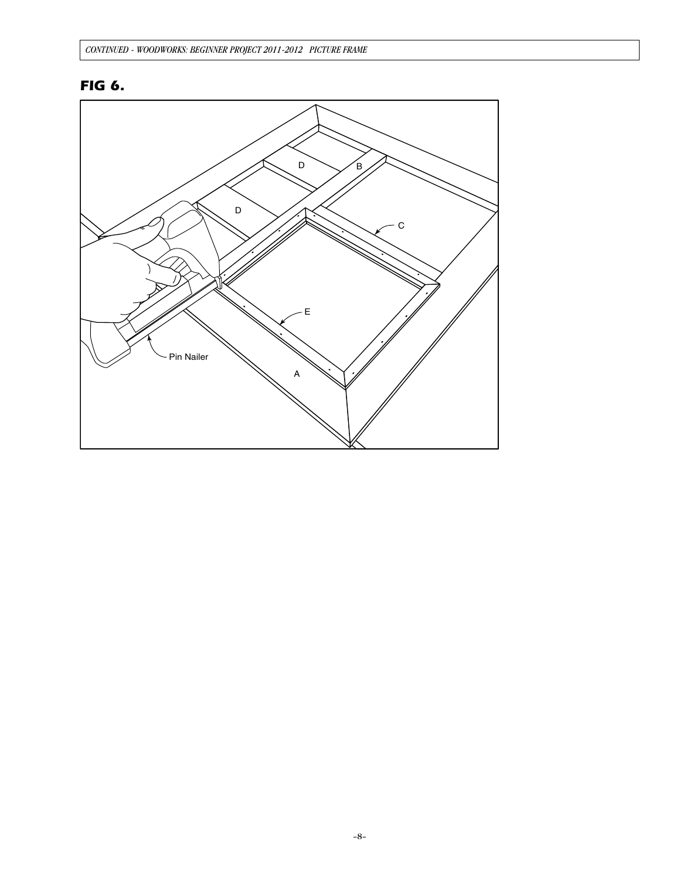**FIG 6.**

D

B

D

C

E

Pin Nailer

A